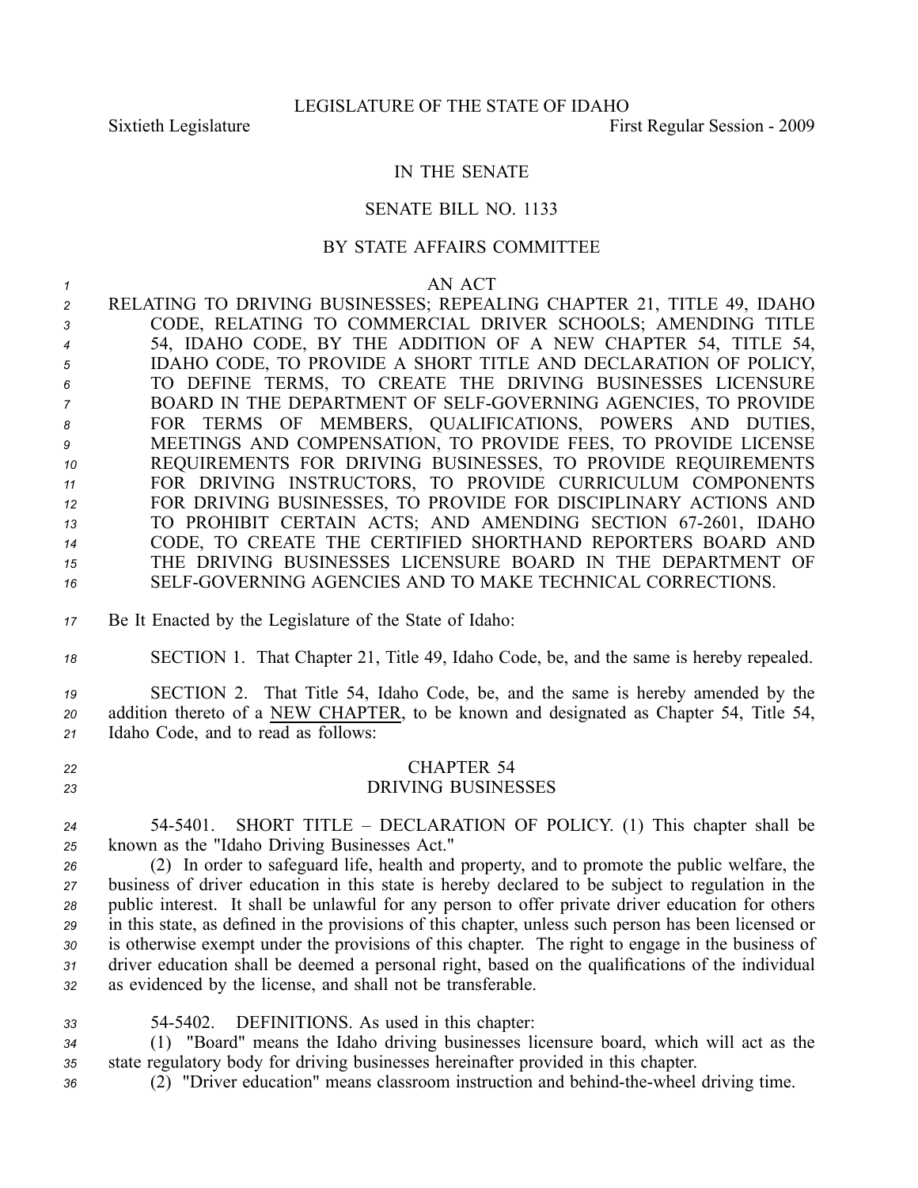LEGISLATURE OF THE STATE OF IDAHO

Sixtieth Legislature First Regular Session - 2009

# IN THE SENATE

## SENATE BILL NO. 1133

### BY STATE AFFAIRS COMMITTEE

AN ACT

RELATING TO DRIVING BUSINESSES; REPEALING CHAPTER 21, TITLE 49, IDAHO CODE, RELATING TO COMMERCIAL DRIVER SCHOOLS; AMENDING TITLE 54, IDAHO CODE, BY THE ADDITION OF A NEW CHAPTER 54, TITLE 54, IDAHO CODE, TO PROVIDE A SHORT TITLE AND DECLARATION OF POLICY, TO DEFINE TERMS, TO CREATE THE DRIVING BUSINESSES LICENSURE BOARD IN THE DEPARTMENT OF SELF-GOVERNING AGENCIES, TO PROVIDE FOR TERMS OF MEMBERS, QUALIFICATIONS, POWERS AND DUTIES, MEETINGS AND COMPENSATION, TO PROVIDE FEES, TO PROVIDE LICENSE REQUIREMENTS FOR DRIVING BUSINESSES, TO PROVIDE REQUIREMENTS FOR DRIVING INSTRUCTORS, TO PROVIDE CURRICULUM COMPONENTS FOR DRIVING BUSINESSES, TO PROVIDE FOR DISCIPLINARY ACTIONS AND TO PROHIBIT CERTAIN ACTS; AND AMENDING SECTION 67-2601, IDAHO CODE, TO CREATE THE CERTIFIED SHORTHAND REPORTERS BOARD AND THE DRIVING BUSINESSES LICENSURE BOARD IN THE DEPARTMENT OF SELF-GOVERNING AGENCIES AND TO MAKE TECHNICAL CORRECTIONS.

Be It Enacted by the Legislature of the State of Idaho:

SECTION 1. That Chapter 21, Title 49, Idaho Code, be, and the same is hereby repealed.

SECTION 2. That Title 54, Idaho Code, be, and the same is hereby amended by the addition thereto of a NEW CHAPTER, to be known and designated as Chapter 54, Title 54, Idaho Code, and to read as follows:

CHAPTER 54
DRIVING BUSINESSES

54-5401. SHORT TITLE – DECLARATION OF POLICY. (1) This chapter shall be known as the "Idaho Driving Businesses Act."

(2) In order to safeguard life, health and property, and to promote the public welfare, the business of driver education in this state is hereby declared to be subject to regulation in the public interest. It shall be unlawful for any person to offer private driver education for others in this state, as defined in the provisions of this chapter, unless such person has been licensed or is otherwise exempt under the provisions of this chapter. The right to engage in the business of driver education shall be deemed a personal right, based on the qualifications of the individual as evidenced by the license, and shall not be transferable.

54-5402. DEFINITIONS. As used in this chapter:

(1) "Board" means the Idaho driving businesses licensure board, which will act as the state regulatory body for driving businesses hereinafter provided in this chapter.

(2) "Driver education" means classroom instruction and behind-the-wheel driving time.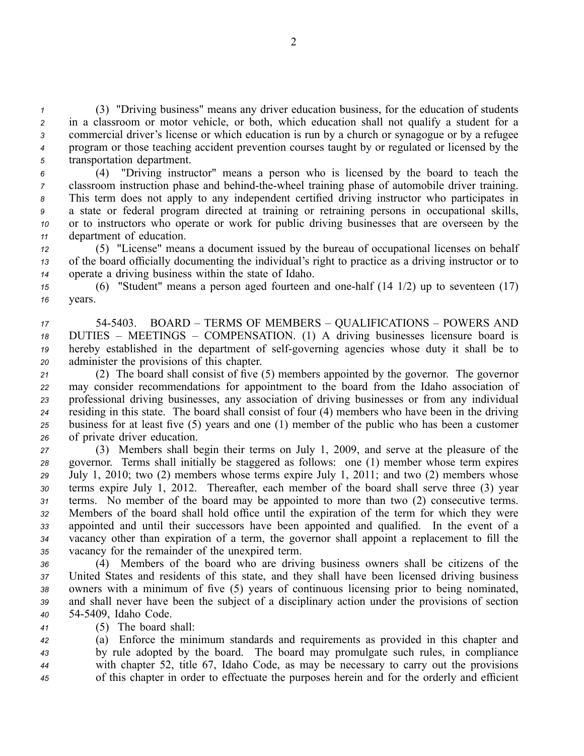(3) "Driving business" means any driver education business, for the education of students in a classroom or motor vehicle, or both, which education shall not qualify a student for a commercial driver's license or which education is run by a church or synagogue or by a refugee program or those teaching accident prevention courses taught by or regulated or licensed by the transportation department.

(4) "Driving instructor" means a person who is licensed by the board to teach the classroom instruction phase and behind-the-wheel training phase of automobile driver training. This term does not apply to any independent certified driving instructor who participates in a state or federal program directed at training or retraining persons in occupational skills, or to instructors who operate or work for public driving businesses that are overseen by the department of education.

(5) "License" means a document issued by the bureau of occupational licenses on behalf of the board officially documenting the individual's right to practice as a driving instructor or to operate a driving business within the state of Idaho.

(6) "Student" means a person aged fourteen and one-half (14 1/2) up to seventeen (17) years.

54-5403. BOARD – TERMS OF MEMBERS – QUALIFICATIONS – POWERS AND DUTIES – MEETINGS – COMPENSATION. (1) A driving businesses licensure board is hereby established in the department of self-governing agencies whose duty it shall be to administer the provisions of this chapter.

(2) The board shall consist of five (5) members appointed by the governor. The governor may consider recommendations for appointment to the board from the Idaho association of professional driving businesses, any association of driving businesses or from any individual residing in this state. The board shall consist of four (4) members who have been in the driving business for at least five (5) years and one (1) member of the public who has been a customer of private driver education.

(3) Members shall begin their terms on July 1, 2009, and serve at the pleasure of the governor. Terms shall initially be staggered as follows: one (1) member whose term expires July 1, 2010; two (2) members whose terms expire July 1, 2011; and two (2) members whose terms expire July 1, 2012. Thereafter, each member of the board shall serve three (3) year terms. No member of the board may be appointed to more than two (2) consecutive terms. Members of the board shall hold office until the expiration of the term for which they were appointed and until their successors have been appointed and qualified. In the event of a vacancy other than expiration of a term, the governor shall appoint a replacement to fill the vacancy for the remainder of the unexpired term.

(4) Members of the board who are driving business owners shall be citizens of the United States and residents of this state, and they shall have been licensed driving business owners with a minimum of five (5) years of continuous licensing prior to being nominated, and shall never have been the subject of a disciplinary action under the provisions of section 54-5409, Idaho Code.

(5) The board shall:

(a) Enforce the minimum standards and requirements as provided in this chapter and by rule adopted by the board. The board may promulgate such rules, in compliance with chapter 52, title 67, Idaho Code, as may be necessary to carry out the provisions of this chapter in order to effectuate the purposes herein and for the orderly and efficient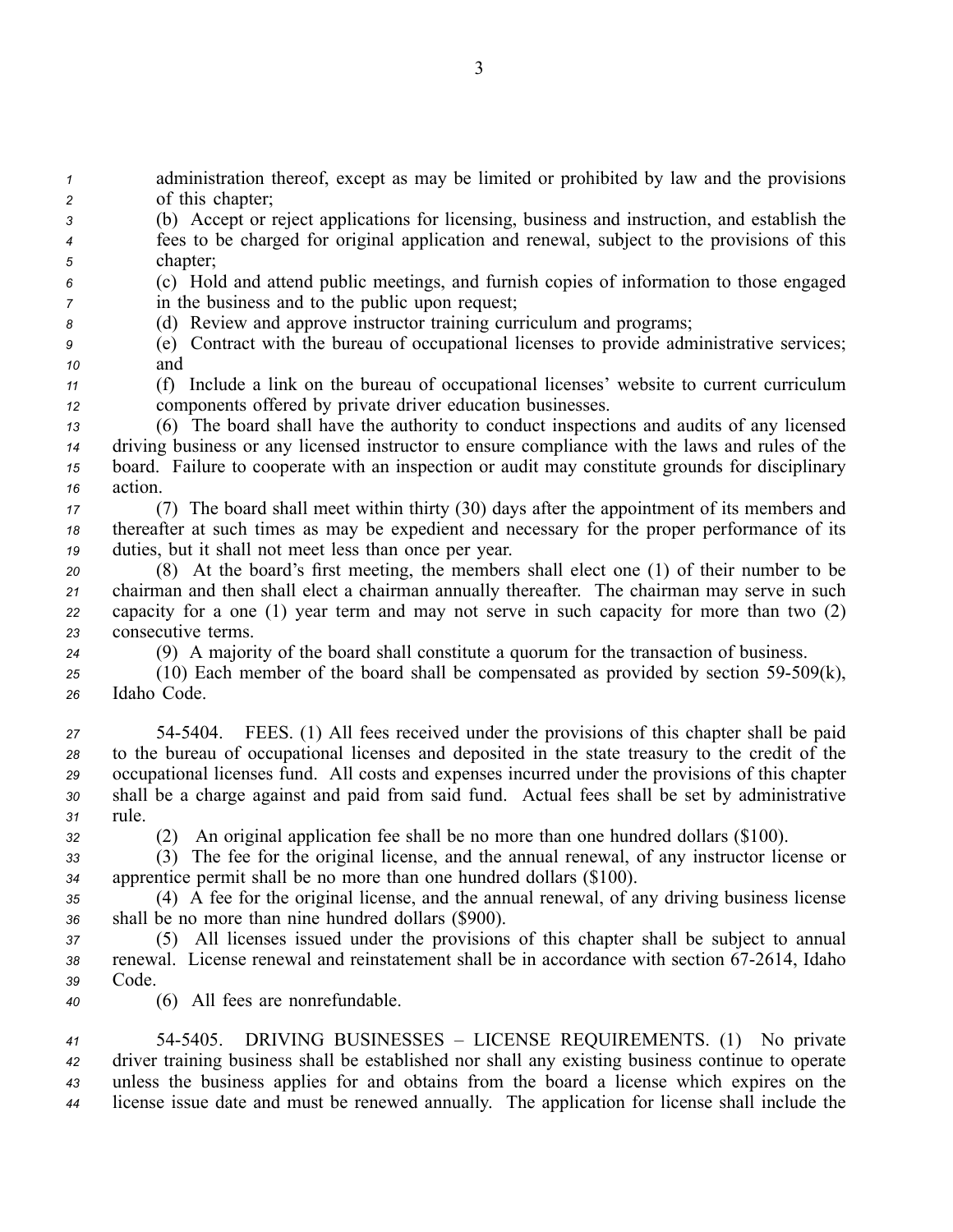administration thereof, except as may be limited or prohibited by law and the provisions of this chapter;

(b) Accept or reject applications for licensing, business and instruction, and establish the fees to be charged for original application and renewal, subject to the provisions of this chapter;

(c) Hold and attend public meetings, and furnish copies of information to those engaged in the business and to the public upon request;

(d) Review and approve instructor training curriculum and programs;

(e) Contract with the bureau of occupational licenses to provide administrative services; and

(f) Include a link on the bureau of occupational licenses' website to current curriculum components offered by private driver education businesses.

(6) The board shall have the authority to conduct inspections and audits of any licensed driving business or any licensed instructor to ensure compliance with the laws and rules of the board. Failure to cooperate with an inspection or audit may constitute grounds for disciplinary action.

(7) The board shall meet within thirty (30) days after the appointment of its members and thereafter at such times as may be expedient and necessary for the proper performance of its duties, but it shall not meet less than once per year.

(8) At the board's first meeting, the members shall elect one (1) of their number to be chairman and then shall elect a chairman annually thereafter. The chairman may serve in such capacity for a one (1) year term and may not serve in such capacity for more than two (2) consecutive terms.

(9) A majority of the board shall constitute a quorum for the transaction of business.

(10) Each member of the board shall be compensated as provided by section 59-509(k), Idaho Code.

54-5404. FEES. (1) All fees received under the provisions of this chapter shall be paid to the bureau of occupational licenses and deposited in the state treasury to the credit of the occupational licenses fund. All costs and expenses incurred under the provisions of this chapter shall be a charge against and paid from said fund. Actual fees shall be set by administrative rule.

(2) An original application fee shall be no more than one hundred dollars ($100).

(3) The fee for the original license, and the annual renewal, of any instructor license or apprentice permit shall be no more than one hundred dollars ($100).

(4) A fee for the original license, and the annual renewal, of any driving business license shall be no more than nine hundred dollars ($900).

(5) All licenses issued under the provisions of this chapter shall be subject to annual renewal. License renewal and reinstatement shall be in accordance with section 67-2614, Idaho Code.

(6) All fees are nonrefundable.

54-5405. DRIVING BUSINESSES – LICENSE REQUIREMENTS. (1) No private driver training business shall be established nor shall any existing business continue to operate unless the business applies for and obtains from the board a license which expires on the license issue date and must be renewed annually. The application for license shall include the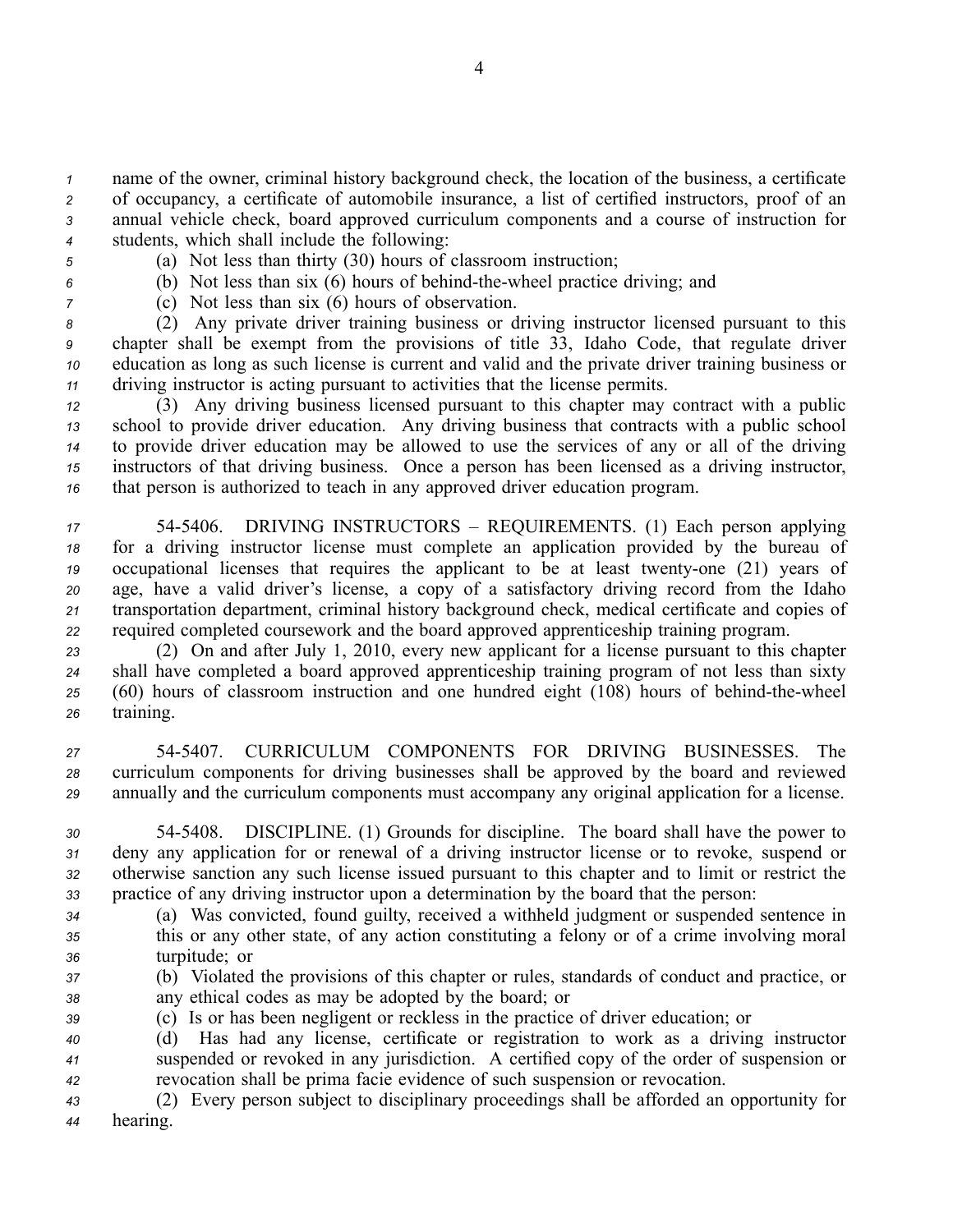name of the owner, criminal history background check, the location of the business, a certificate of occupancy, a certificate of automobile insurance, a list of certified instructors, proof of an annual vehicle check, board approved curriculum components and a course of instruction for students, which shall include the following:

(a) Not less than thirty (30) hours of classroom instruction;

(b) Not less than six (6) hours of behind-the-wheel practice driving; and

(c) Not less than six (6) hours of observation.

(2) Any private driver training business or driving instructor licensed pursuant to this chapter shall be exempt from the provisions of title 33, Idaho Code, that regulate driver education as long as such license is current and valid and the private driver training business or driving instructor is acting pursuant to activities that the license permits.

(3) Any driving business licensed pursuant to this chapter may contract with a public school to provide driver education. Any driving business that contracts with a public school to provide driver education may be allowed to use the services of any or all of the driving instructors of that driving business. Once a person has been licensed as a driving instructor, that person is authorized to teach in any approved driver education program.

54-5406. DRIVING INSTRUCTORS – REQUIREMENTS. (1) Each person applying for a driving instructor license must complete an application provided by the bureau of occupational licenses that requires the applicant to be at least twenty-one (21) years of age, have a valid driver's license, a copy of a satisfactory driving record from the Idaho transportation department, criminal history background check, medical certificate and copies of required completed coursework and the board approved apprenticeship training program.

(2) On and after July 1, 2010, every new applicant for a license pursuant to this chapter shall have completed a board approved apprenticeship training program of not less than sixty (60) hours of classroom instruction and one hundred eight (108) hours of behind-the-wheel training.

54-5407. CURRICULUM COMPONENTS FOR DRIVING BUSINESSES. The curriculum components for driving businesses shall be approved by the board and reviewed annually and the curriculum components must accompany any original application for a license.

54-5408. DISCIPLINE. (1) Grounds for discipline. The board shall have the power to deny any application for or renewal of a driving instructor license or to revoke, suspend or otherwise sanction any such license issued pursuant to this chapter and to limit or restrict the practice of any driving instructor upon a determination by the board that the person:

(a) Was convicted, found guilty, received a withheld judgment or suspended sentence in this or any other state, of any action constituting a felony or of a crime involving moral turpitude; or

(b) Violated the provisions of this chapter or rules, standards of conduct and practice, or any ethical codes as may be adopted by the board; or

(c) Is or has been negligent or reckless in the practice of driver education; or

(d) Has had any license, certificate or registration to work as a driving instructor suspended or revoked in any jurisdiction. A certified copy of the order of suspension or revocation shall be prima facie evidence of such suspension or revocation.

(2) Every person subject to disciplinary proceedings shall be afforded an opportunity for hearing.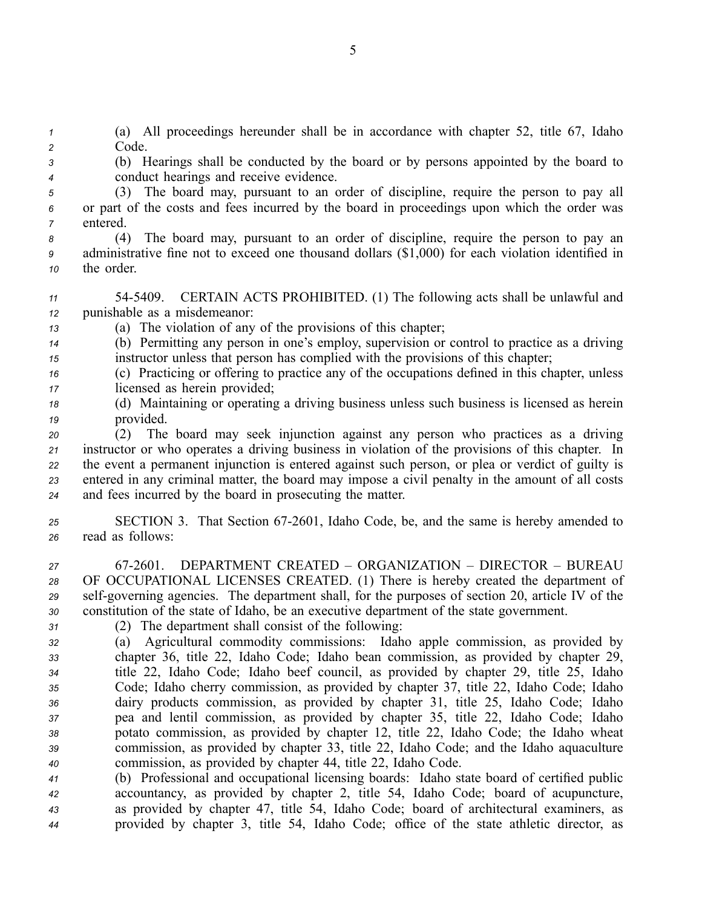(a) All proceedings hereunder shall be in accordance with chapter 52, title 67, Idaho Code.

(b) Hearings shall be conducted by the board or by persons appointed by the board to conduct hearings and receive evidence.

(3) The board may, pursuant to an order of discipline, require the person to pay all or part of the costs and fees incurred by the board in proceedings upon which the order was entered.

(4) The board may, pursuant to an order of discipline, require the person to pay an administrative fine not to exceed one thousand dollars ($1,000) for each violation identified in the order.

54-5409. CERTAIN ACTS PROHIBITED. (1) The following acts shall be unlawful and punishable as a misdemeanor:

(a) The violation of any of the provisions of this chapter;

(b) Permitting any person in one's employ, supervision or control to practice as a driving instructor unless that person has complied with the provisions of this chapter;

(c) Practicing or offering to practice any of the occupations defined in this chapter, unless licensed as herein provided;

(d) Maintaining or operating a driving business unless such business is licensed as herein provided.

(2) The board may seek injunction against any person who practices as a driving instructor or who operates a driving business in violation of the provisions of this chapter. In the event a permanent injunction is entered against such person, or plea or verdict of guilty is entered in any criminal matter, the board may impose a civil penalty in the amount of all costs and fees incurred by the board in prosecuting the matter.

SECTION 3. That Section 67-2601, Idaho Code, be, and the same is hereby amended to read as follows:

67-2601. DEPARTMENT CREATED – ORGANIZATION – DIRECTOR – BUREAU OF OCCUPATIONAL LICENSES CREATED. (1) There is hereby created the department of self-governing agencies. The department shall, for the purposes of section 20, article IV of the constitution of the state of Idaho, be an executive department of the state government.

(2) The department shall consist of the following:

(a) Agricultural commodity commissions: Idaho apple commission, as provided by chapter 36, title 22, Idaho Code; Idaho bean commission, as provided by chapter 29, title 22, Idaho Code; Idaho beef council, as provided by chapter 29, title 25, Idaho Code; Idaho cherry commission, as provided by chapter 37, title 22, Idaho Code; Idaho dairy products commission, as provided by chapter 31, title 25, Idaho Code; Idaho pea and lentil commission, as provided by chapter 35, title 22, Idaho Code; Idaho potato commission, as provided by chapter 12, title 22, Idaho Code; the Idaho wheat commission, as provided by chapter 33, title 22, Idaho Code; and the Idaho aquaculture commission, as provided by chapter 44, title 22, Idaho Code.

(b) Professional and occupational licensing boards: Idaho state board of certified public accountancy, as provided by chapter 2, title 54, Idaho Code; board of acupuncture, as provided by chapter 47, title 54, Idaho Code; board of architectural examiners, as provided by chapter 3, title 54, Idaho Code; office of the state athletic director, as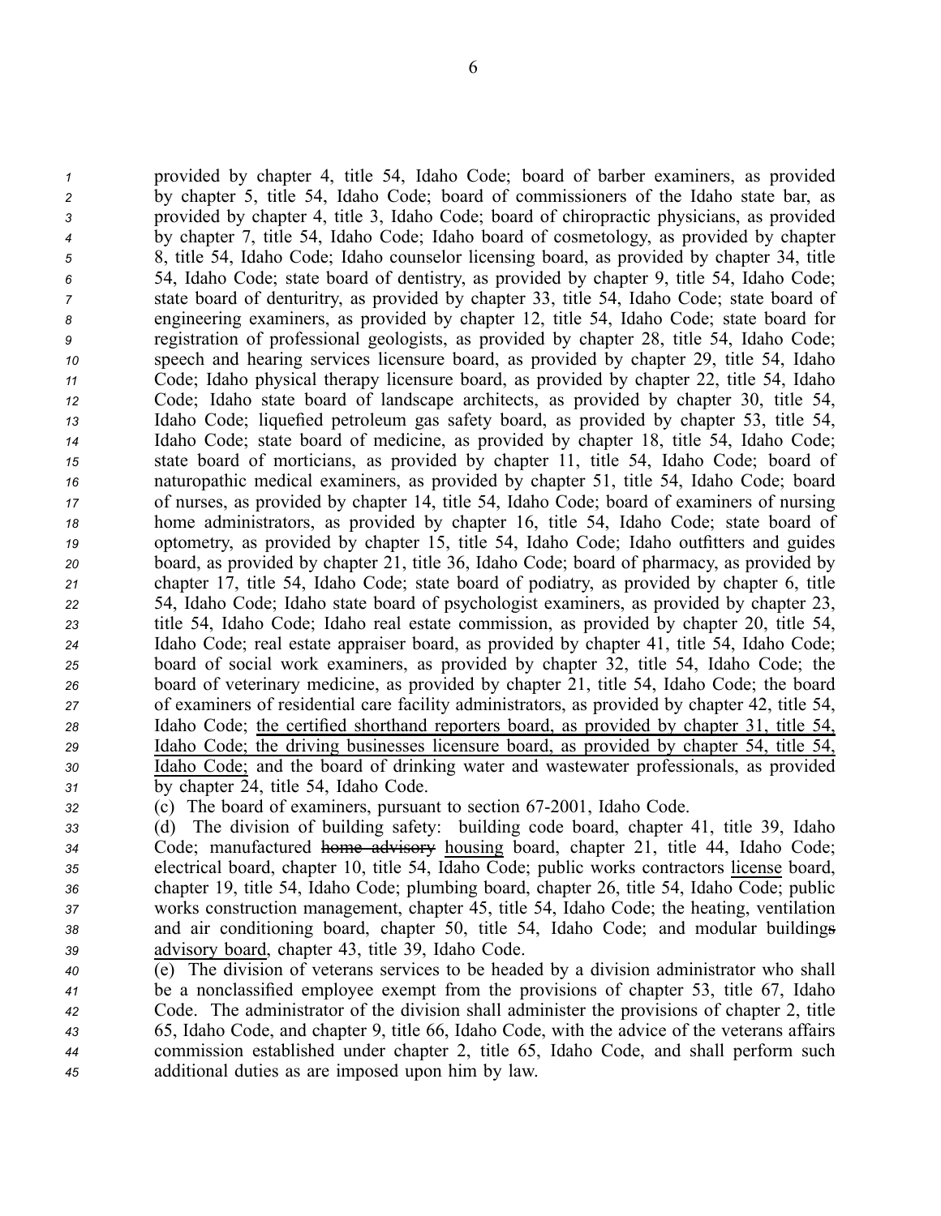provided by chapter 4, title 54, Idaho Code; board of barber examiners, as provided by chapter 5, title 54, Idaho Code; board of commissioners of the Idaho state bar, as provided by chapter 4, title 3, Idaho Code; board of chiropractic physicians, as provided by chapter 7, title 54, Idaho Code; Idaho board of cosmetology, as provided by chapter 8, title 54, Idaho Code; Idaho counselor licensing board, as provided by chapter 34, title 54, Idaho Code; state board of dentistry, as provided by chapter 9, title 54, Idaho Code; state board of denturitry, as provided by chapter 33, title 54, Idaho Code; state board of engineering examiners, as provided by chapter 12, title 54, Idaho Code; state board for registration of professional geologists, as provided by chapter 28, title 54, Idaho Code; speech and hearing services licensure board, as provided by chapter 29, title 54, Idaho Code; Idaho physical therapy licensure board, as provided by chapter 22, title 54, Idaho Code; Idaho state board of landscape architects, as provided by chapter 30, title 54, Idaho Code; liquefied petroleum gas safety board, as provided by chapter 53, title 54, Idaho Code; state board of medicine, as provided by chapter 18, title 54, Idaho Code; state board of morticians, as provided by chapter 11, title 54, Idaho Code; board of naturopathic medical examiners, as provided by chapter 51, title 54, Idaho Code; board of nurses, as provided by chapter 14, title 54, Idaho Code; board of examiners of nursing home administrators, as provided by chapter 16, title 54, Idaho Code; state board of optometry, as provided by chapter 15, title 54, Idaho Code; Idaho outfitters and guides board, as provided by chapter 21, title 36, Idaho Code; board of pharmacy, as provided by chapter 17, title 54, Idaho Code; state board of podiatry, as provided by chapter 6, title 54, Idaho Code; Idaho state board of psychologist examiners, as provided by chapter 23, title 54, Idaho Code; Idaho real estate commission, as provided by chapter 20, title 54, Idaho Code; real estate appraiser board, as provided by chapter 41, title 54, Idaho Code; board of social work examiners, as provided by chapter 32, title 54, Idaho Code; the board of veterinary medicine, as provided by chapter 21, title 54, Idaho Code; the board of examiners of residential care facility administrators, as provided by chapter 42, title 54, Idaho Code; <u>the certified shorthand reporters board, as provided by chapter 31, title 54, Idaho Code; the driving businesses licensure board, as provided by chapter 54, title 54, Idaho Code;</u> and the board of drinking water and wastewater professionals, as provided by chapter 24, title 54, Idaho Code.

(c) The board of examiners, pursuant to section 67-2001, Idaho Code.

(d) The division of building safety: building code board, chapter 41, title 39, Idaho Code; manufactured ~~home advisory~~ <u>housing</u> board, chapter 21, title 44, Idaho Code; electrical board, chapter 10, title 54, Idaho Code; public works contractors <u>license</u> board, chapter 19, title 54, Idaho Code; plumbing board, chapter 26, title 54, Idaho Code; public works construction management, chapter 45, title 54, Idaho Code; the heating, ventilation and air conditioning board, chapter 50, title 54, Idaho Code; and modular building~~s~~ <u>advisory board</u>, chapter 43, title 39, Idaho Code.

(e) The division of veterans services to be headed by a division administrator who shall be a nonclassified employee exempt from the provisions of chapter 53, title 67, Idaho Code. The administrator of the division shall administer the provisions of chapter 2, title 65, Idaho Code, and chapter 9, title 66, Idaho Code, with the advice of the veterans affairs commission established under chapter 2, title 65, Idaho Code, and shall perform such additional duties as are imposed upon him by law.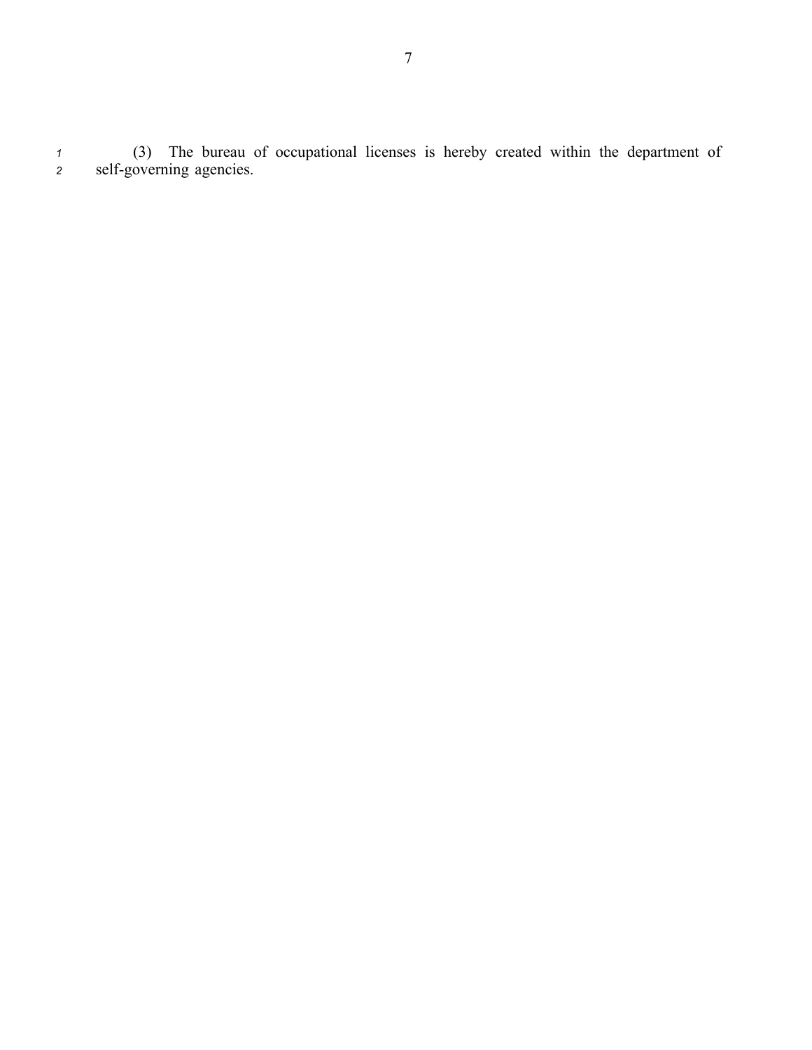(3) The bureau of occupational licenses is hereby created within the department of self-governing agencies.